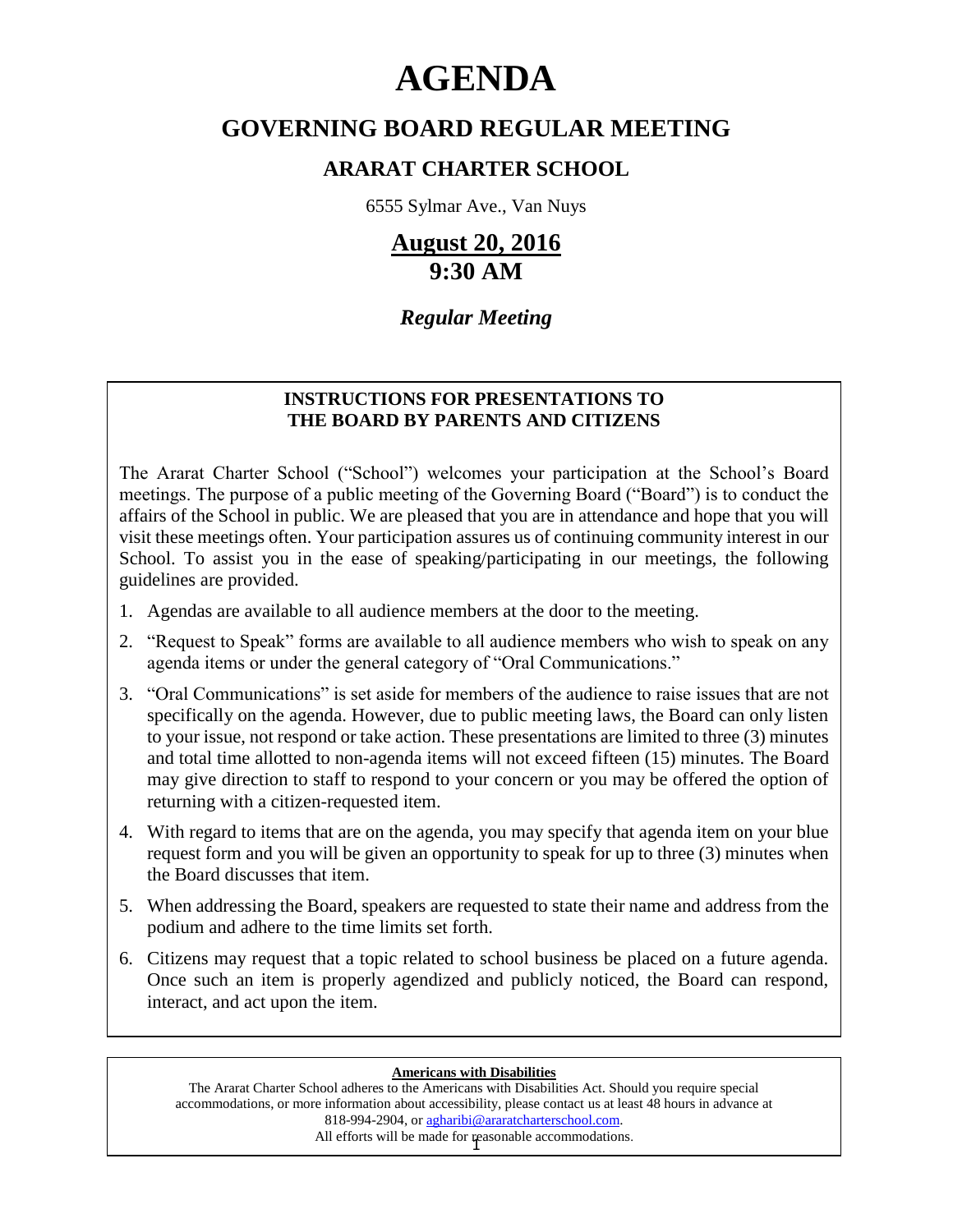# AGENDA

## GOVERNING BOARD REGULAR MEETING

### ARARAT CHARTER SCHOOL

6555 Sylmar Ave., Van Nuys

## August 20, 2016
## 9:30 AM

***Regular Meeting***

**INSTRUCTIONS FOR PRESENTATIONS TO THE BOARD BY PARENTS AND CITIZENS**

The Ararat Charter School ("School") welcomes your participation at the School's Board meetings. The purpose of a public meeting of the Governing Board ("Board") is to conduct the affairs of the School in public. We are pleased that you are in attendance and hope that you will visit these meetings often. Your participation assures us of continuing community interest in our School. To assist you in the ease of speaking/participating in our meetings, the following guidelines are provided.

1. Agendas are available to all audience members at the door to the meeting.
2. "Request to Speak" forms are available to all audience members who wish to speak on any agenda items or under the general category of "Oral Communications."
3. "Oral Communications" is set aside for members of the audience to raise issues that are not specifically on the agenda. However, due to public meeting laws, the Board can only listen to your issue, not respond or take action. These presentations are limited to three (3) minutes and total time allotted to non-agenda items will not exceed fifteen (15) minutes. The Board may give direction to staff to respond to your concern or you may be offered the option of returning with a citizen-requested item.
4. With regard to items that are on the agenda, you may specify that agenda item on your blue request form and you will be given an opportunity to speak for up to three (3) minutes when the Board discusses that item.
5. When addressing the Board, speakers are requested to state their name and address from the podium and adhere to the time limits set forth.
6. Citizens may request that a topic related to school business be placed on a future agenda. Once such an item is properly agendized and publicly noticed, the Board can respond, interact, and act upon the item.

**Americans with Disabilities**

The Ararat Charter School adheres to the Americans with Disabilities Act. Should you require special accommodations, or more information about accessibility, please contact us at least 48 hours in advance at 818-994-2904, or agharibi@araratcharterschool.com.
All efforts will be made for reasonable accommodations.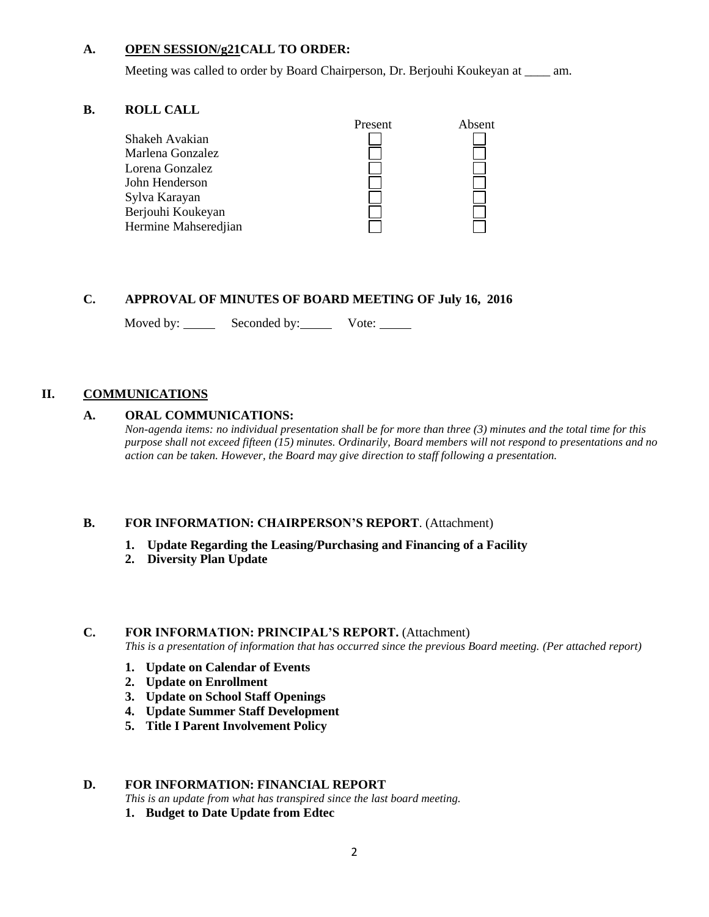### A. OPEN SESSION/g21CALL TO ORDER:

Meeting was called to order by Board Chairperson, Dr. Berjouhi Koukeyan at ____ am.

### B. ROLL CALL

| | Present | Absent |
|---|---|---|
| Shakeh Avakian | ☐ | ☐ |
| Marlena Gonzalez | ☐ | ☐ |
| Lorena Gonzalez | ☐ | ☐ |
| John Henderson | ☐ | ☐ |
| Sylva Karayan | ☐ | ☐ |
| Berjouhi Koukeyan | ☐ | ☐ |
| Hermine Mahseredjian | ☐ | ☐ |

### C. APPROVAL OF MINUTES OF BOARD MEETING OF July 16, 2016

Moved by: _____ Seconded by: _____ Vote: _____

## II. COMMUNICATIONS

### A. ORAL COMMUNICATIONS:

*Non-agenda items: no individual presentation shall be for more than three (3) minutes and the total time for this purpose shall not exceed fifteen (15) minutes. Ordinarily, Board members will not respond to presentations and no action can be taken. However, the Board may give direction to staff following a presentation.*

### B. FOR INFORMATION: CHAIRPERSON'S REPORT. (Attachment)

1. **Update Regarding the Leasing/Purchasing and Financing of a Facility**
2. **Diversity Plan Update**

### C. FOR INFORMATION: PRINCIPAL'S REPORT. (Attachment)

*This is a presentation of information that has occurred since the previous Board meeting. (Per attached report)*

1. **Update on Calendar of Events**
2. **Update on Enrollment**
3. **Update on School Staff Openings**
4. **Update Summer Staff Development**
5. **Title I Parent Involvement Policy**

### D. FOR INFORMATION: FINANCIAL REPORT

*This is an update from what has transpired since the last board meeting.*

1. **Budget to Date Update from Edtec**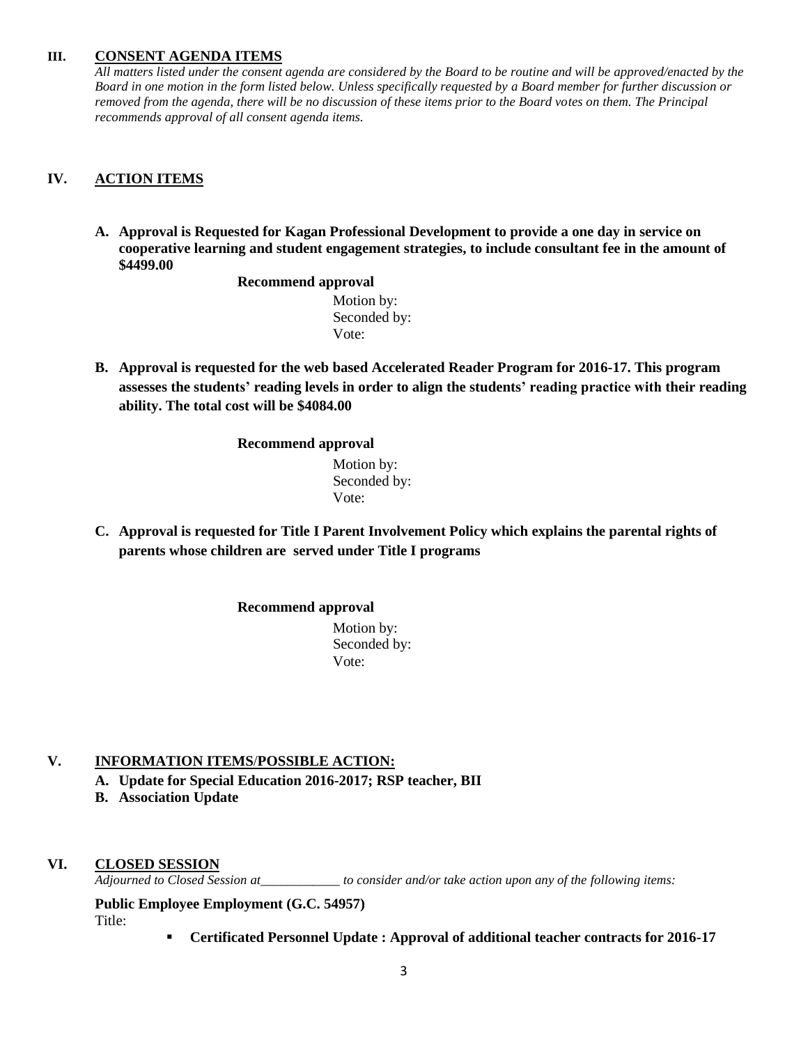## III. CONSENT AGENDA ITEMS

*All matters listed under the consent agenda are considered by the Board to be routine and will be approved/enacted by the Board in one motion in the form listed below. Unless specifically requested by a Board member for further discussion or removed from the agenda, there will be no discussion of these items prior to the Board votes on them. The Principal recommends approval of all consent agenda items.*

## IV. ACTION ITEMS

**A. Approval is Requested for Kagan Professional Development to provide a one day in service on cooperative learning and student engagement strategies, to include consultant fee in the amount of $4499.00**

**Recommend approval**

Motion by:
Seconded by:
Vote:

**B. Approval is requested for the web based Accelerated Reader Program for 2016-17. This program assesses the students' reading levels in order to align the students' reading practice with their reading ability. The total cost will be $4084.00**

**Recommend approval**

Motion by:
Seconded by:
Vote:

**C. Approval is requested for Title I Parent Involvement Policy which explains the parental rights of parents whose children are served under Title I programs**

**Recommend approval**

Motion by:
Seconded by:
Vote:

## V. INFORMATION ITEMS/POSSIBLE ACTION:

**A. Update for Special Education 2016-2017; RSP teacher, BII**

**B. Association Update**

## VI. CLOSED SESSION

*Adjourned to Closed Session at____________ to consider and/or take action upon any of the following items:*

**Public Employee Employment (G.C. 54957)**

Title:

- **Certificated Personnel Update : Approval of additional teacher contracts for 2016-17**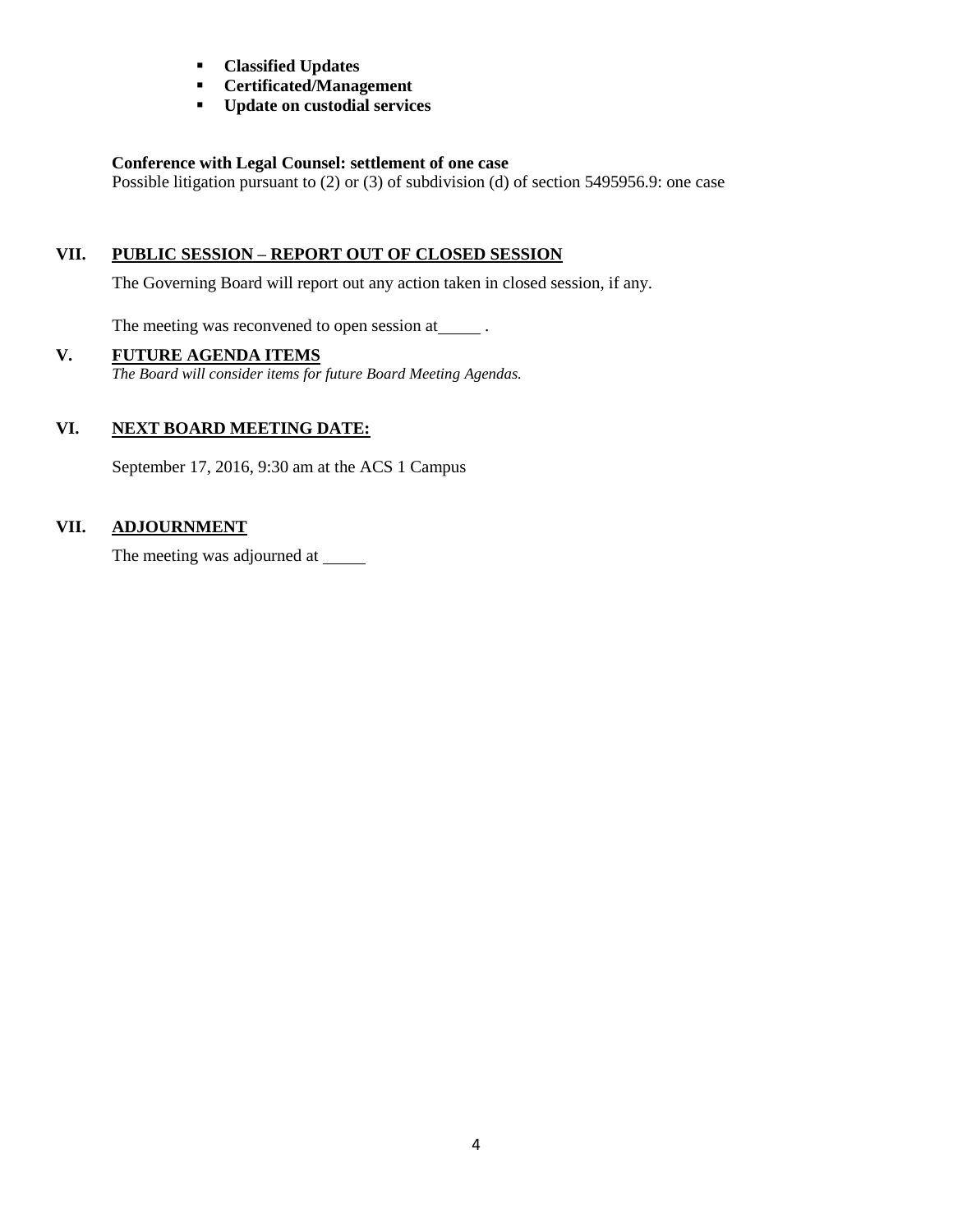- **Classified Updates**
- **Certificated/Management**
- **Update on custodial services**

**Conference with Legal Counsel: settlement of one case**
Possible litigation pursuant to (2) or (3) of subdivision (d) of section 5495956.9: one case

## VII. PUBLIC SESSION – REPORT OUT OF CLOSED SESSION

The Governing Board will report out any action taken in closed session, if any.

The meeting was reconvened to open session at_____ .

## V. FUTURE AGENDA ITEMS

*The Board will consider items for future Board Meeting Agendas.*

## VI. NEXT BOARD MEETING DATE:

September 17, 2016, 9:30 am at the ACS 1 Campus

## VII. ADJOURNMENT

The meeting was adjourned at _____